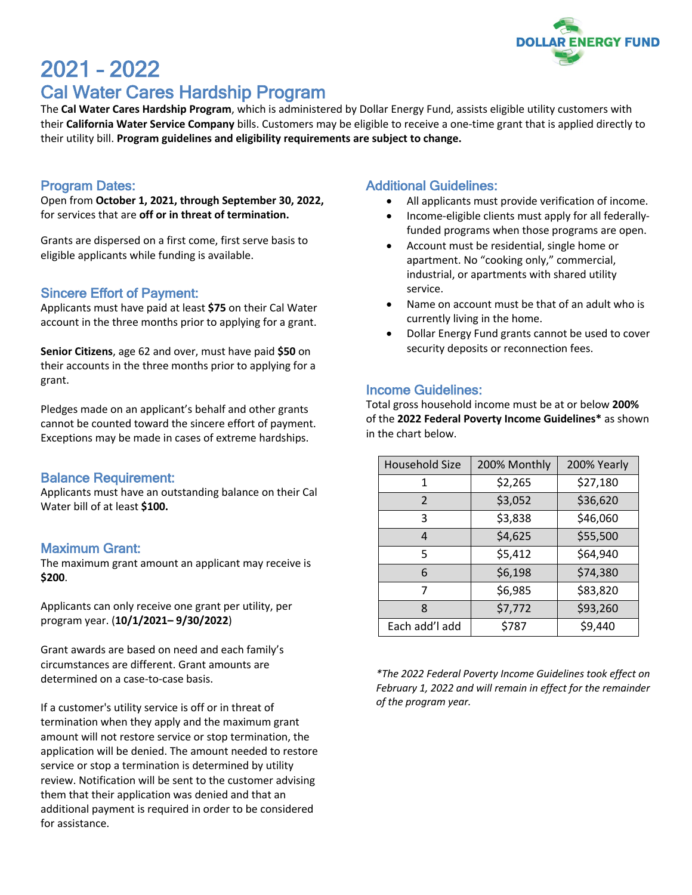DOLLAR ENERGY FUND

# 2021 - 2022

# Cal Water Cares Hardship Program

The **Cal Water Cares Hardship Program**, which is administered by Dollar Energy Fund, assists eligible utility customers with their **California Water Service Company** bills. Customers may be eligible to receive a one-time grant that is applied directly to their utility bill. **Program guidelines and eligibility requirements are subject to change.**

## Program Dates:

Open from **October 1, 2021, through September 30, 2022,** for services that are **off or in threat of termination.**

Grants are dispersed on a first come, first serve basis to eligible applicants while funding is available.

## Sincere Effort of Payment:

Applicants must have paid at least **$75** on their Cal Water account in the three months prior to applying for a grant.

**Senior Citizens**, age 62 and over, must have paid **$50** on their accounts in the three months prior to applying for a grant.

Pledges made on an applicant's behalf and other grants cannot be counted toward the sincere effort of payment. Exceptions may be made in cases of extreme hardships.

## Balance Requirement:

Applicants must have an outstanding balance on their Cal Water bill of at least **$100.**

## Maximum Grant:

The maximum grant amount an applicant may receive is **$200**.

Applicants can only receive one grant per utility, per program year. (**10/1/2021– 9/30/2022**)

Grant awards are based on need and each family's circumstances are different. Grant amounts are determined on a case-to-case basis.

If a customer's utility service is off or in threat of termination when they apply and the maximum grant amount will not restore service or stop termination, the application will be denied. The amount needed to restore service or stop a termination is determined by utility review. Notification will be sent to the customer advising them that their application was denied and that an additional payment is required in order to be considered for assistance.

## Additional Guidelines:

- All applicants must provide verification of income.
- Income-eligible clients must apply for all federally-funded programs when those programs are open.
- Account must be residential, single home or apartment. No "cooking only," commercial, industrial, or apartments with shared utility service.
- Name on account must be that of an adult who is currently living in the home.
- Dollar Energy Fund grants cannot be used to cover security deposits or reconnection fees.

## Income Guidelines:

Total gross household income must be at or below **200%** of the **2022 Federal Poverty Income Guidelines*** as shown in the chart below.

| Household Size | 200% Monthly | 200% Yearly |
|---|---|---|
| 1 | $2,265 | $27,180 |
| 2 | $3,052 | $36,620 |
| 3 | $3,838 | $46,060 |
| 4 | $4,625 | $55,500 |
| 5 | $5,412 | $64,940 |
| 6 | $6,198 | $74,380 |
| 7 | $6,985 | $83,820 |
| 8 | $7,772 | $93,260 |
| Each add'l add | $787 | $9,440 |

*\*The 2022 Federal Poverty Income Guidelines took effect on February 1, 2022 and will remain in effect for the remainder of the program year.*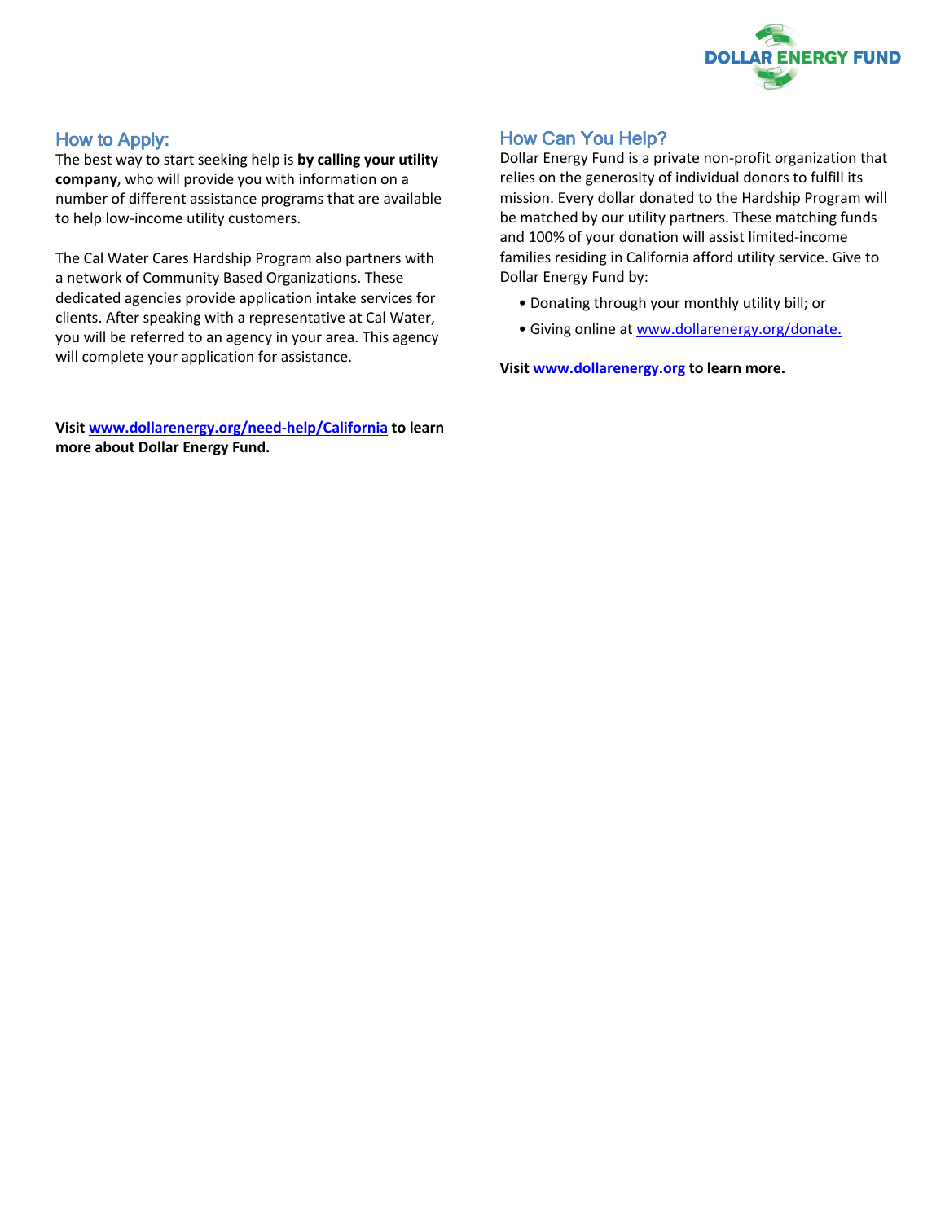DOLLAR ENERGY FUND

## How to Apply:

The best way to start seeking help is **by calling your utility company**, who will provide you with information on a number of different assistance programs that are available to help low-income utility customers.

The Cal Water Cares Hardship Program also partners with a network of Community Based Organizations. These dedicated agencies provide application intake services for clients. After speaking with a representative at Cal Water, you will be referred to an agency in your area. This agency will complete your application for assistance.

**Visit [www.dollarenergy.org/need-help/California](www.dollarenergy.org/need-help/California) to learn more about Dollar Energy Fund.**

## How Can You Help?

Dollar Energy Fund is a private non-profit organization that relies on the generosity of individual donors to fulfill its mission. Every dollar donated to the Hardship Program will be matched by our utility partners. These matching funds and 100% of your donation will assist limited-income families residing in California afford utility service. Give to Dollar Energy Fund by:

- Donating through your monthly utility bill; or
- Giving online at [www.dollarenergy.org/donate.](www.dollarenergy.org/donate)

**Visit [www.dollarenergy.org](www.dollarenergy.org) to learn more.**